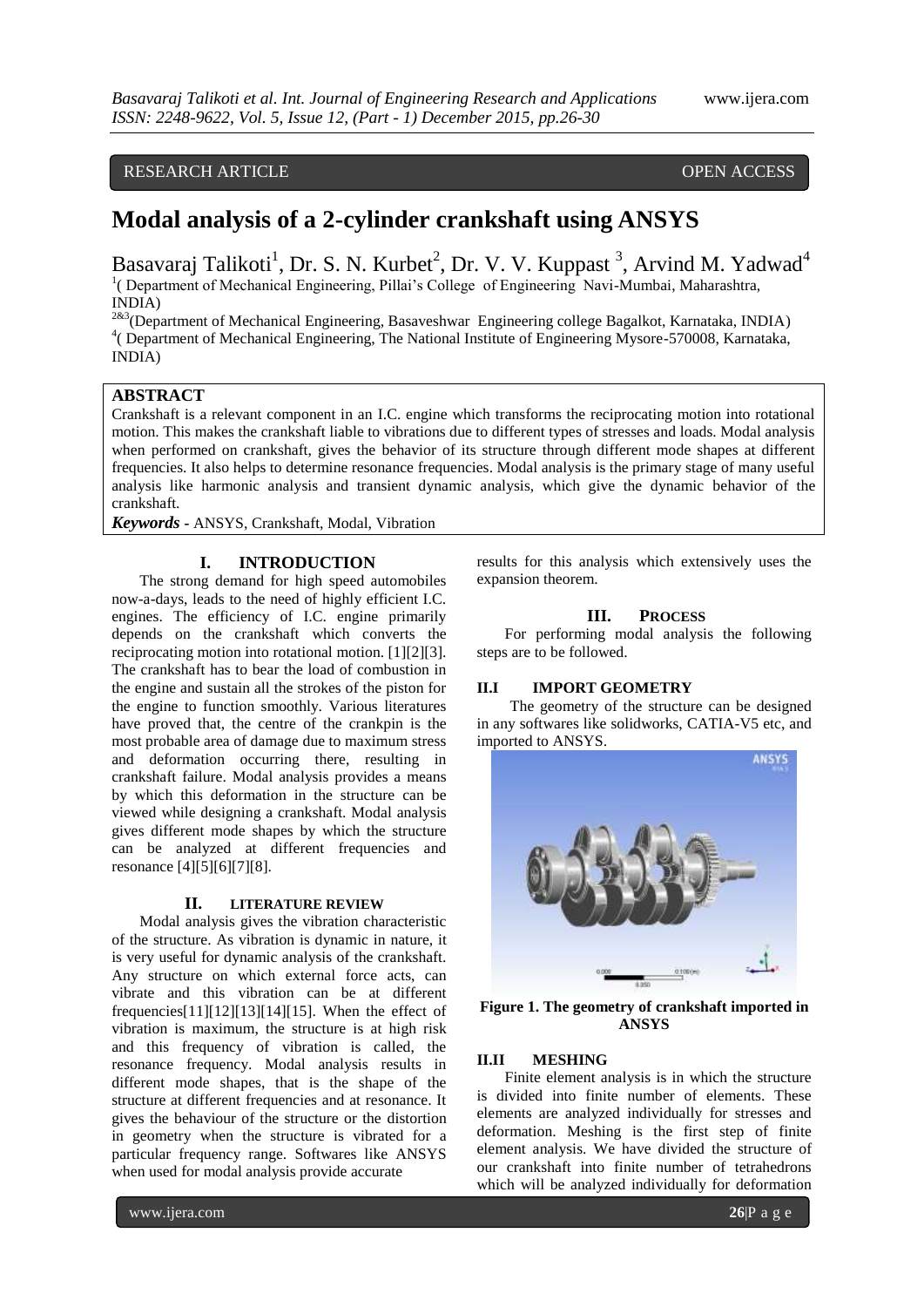RESEARCH ARTICLE OPEN ACCESS

# Modal analysis of a 2-cylinder crankshaft using ANSYS

Basavaraj Talikoti[1], Dr. S. N. Kurbet[2], Dr. V. V. Kuppast [3], Arvind M. Yadwad[4]

[1]( Department of Mechanical Engineering, Pillai's College of Engineering Navi-Mumbai, Maharashtra, INDIA)

[2&3](Department of Mechanical Engineering, Basaveshwar Engineering college Bagalkot, Karnataka, INDIA)

[4]( Department of Mechanical Engineering, The National Institute of Engineering Mysore-570008, Karnataka, INDIA)

## ABSTRACT

Crankshaft is a relevant component in an I.C. engine which transforms the reciprocating motion into rotational motion. This makes the crankshaft liable to vibrations due to different types of stresses and loads. Modal analysis when performed on crankshaft, gives the behavior of its structure through different mode shapes at different frequencies. It also helps to determine resonance frequencies. Modal analysis is the primary stage of many useful analysis like harmonic analysis and transient dynamic analysis, which give the dynamic behavior of the crankshaft.

***Keywords*** - ANSYS, Crankshaft, Modal, Vibration

## I. INTRODUCTION

The strong demand for high speed automobiles now-a-days, leads to the need of highly efficient I.C. engines. The efficiency of I.C. engine primarily depends on the crankshaft which converts the reciprocating motion into rotational motion. [1][2][3]. The crankshaft has to bear the load of combustion in the engine and sustain all the strokes of the piston for the engine to function smoothly. Various literatures have proved that, the centre of the crankpin is the most probable area of damage due to maximum stress and deformation occurring there, resulting in crankshaft failure. Modal analysis provides a means by which this deformation in the structure can be viewed while designing a crankshaft. Modal analysis gives different mode shapes by which the structure can be analyzed at different frequencies and resonance [4][5][6][7][8].

## II. LITERATURE REVIEW

Modal analysis gives the vibration characteristic of the structure. As vibration is dynamic in nature, it is very useful for dynamic analysis of the crankshaft. Any structure on which external force acts, can vibrate and this vibration can be at different frequencies[11][12][13][14][15]. When the effect of vibration is maximum, the structure is at high risk and this frequency of vibration is called, the resonance frequency. Modal analysis results in different mode shapes, that is the shape of the structure at different frequencies and at resonance. It gives the behaviour of the structure or the distortion in geometry when the structure is vibrated for a particular frequency range. Softwares like ANSYS when used for modal analysis provide accurate results for this analysis which extensively uses the expansion theorem.

## III. PROCESS

For performing modal analysis the following steps are to be followed.

### II.I IMPORT GEOMETRY

The geometry of the structure can be designed in any softwares like solidworks, CATIA-V5 etc, and imported to ANSYS.

**Figure 1. The geometry of crankshaft imported in ANSYS**

### II.II MESHING

Finite element analysis is in which the structure is divided into finite number of elements. These elements are analyzed individually for stresses and deformation. Meshing is the first step of finite element analysis. We have divided the structure of our crankshaft into finite number of tetrahedrons which will be analyzed individually for deformation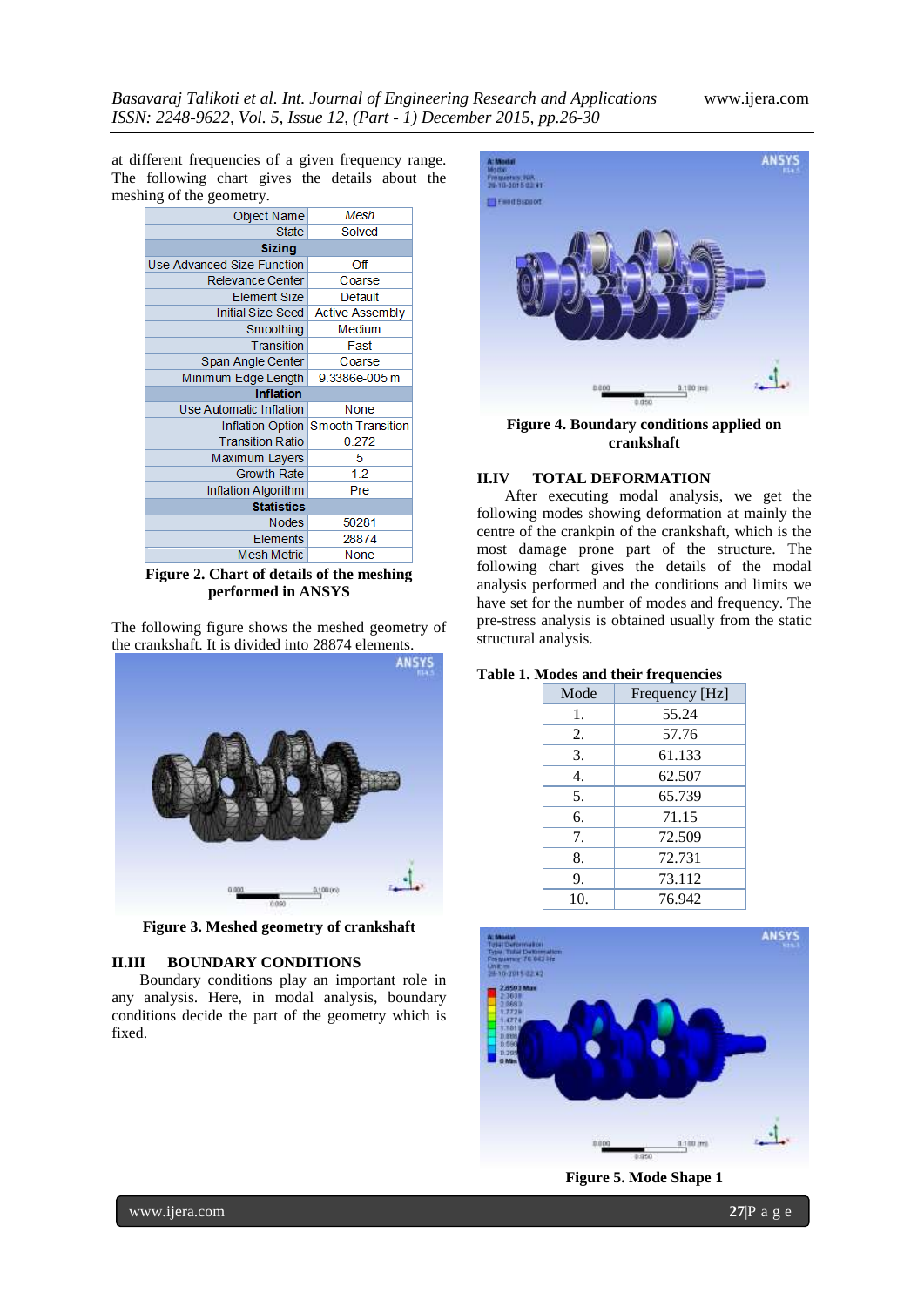at different frequencies of a given frequency range. The following chart gives the details about the meshing of the geometry.

| Object Name | Mesh |
|---|---|
| State | Solved |
| **Sizing** | |
| Use Advanced Size Function | Off |
| Relevance Center | Coarse |
| Element Size | Default |
| Initial Size Seed | Active Assembly |
| Smoothing | Medium |
| Transition | Fast |
| Span Angle Center | Coarse |
| Minimum Edge Length | 9.3386e-005 m |
| **Inflation** | |
| Use Automatic Inflation | None |
| Inflation Option | Smooth Transition |
| Transition Ratio | 0.272 |
| Maximum Layers | 5 |
| Growth Rate | 1.2 |
| Inflation Algorithm | Pre |
| **Statistics** | |
| Nodes | 50281 |
| Elements | 28874 |
| Mesh Metric | None |

**Figure 2. Chart of details of the meshing performed in ANSYS**

The following figure shows the meshed geometry of the crankshaft. It is divided into 28874 elements.

**Figure 3. Meshed geometry of crankshaft**

## II.III BOUNDARY CONDITIONS

Boundary conditions play an important role in any analysis. Here, in modal analysis, boundary conditions decide the part of the geometry which is fixed.

**Figure 4. Boundary conditions applied on crankshaft**

## II.IV TOTAL DEFORMATION

After executing modal analysis, we get the following modes showing deformation at mainly the centre of the crankpin of the crankshaft, which is the most damage prone part of the structure. The following chart gives the details of the modal analysis performed and the conditions and limits we have set for the number of modes and frequency. The pre-stress analysis is obtained usually from the static structural analysis.

**Table 1. Modes and their frequencies**

| Mode | Frequency [Hz] |
|---|---|
| 1. | 55.24 |
| 2. | 57.76 |
| 3. | 61.133 |
| 4. | 62.507 |
| 5. | 65.739 |
| 6. | 71.15 |
| 7. | 72.509 |
| 8. | 72.731 |
| 9. | 73.112 |
| 10. | 76.942 |

**Figure 5. Mode Shape 1**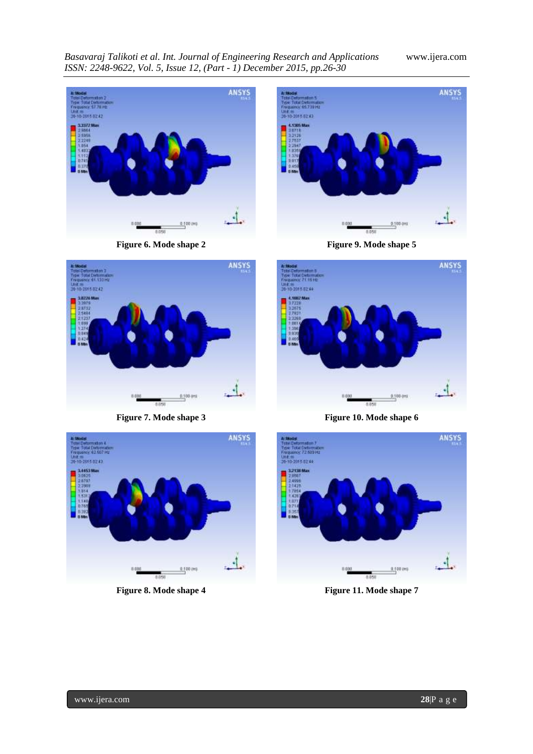Figure 6. Mode shape 2

Figure 9. Mode shape 5

Figure 7. Mode shape 3

Figure 10. Mode shape 6

Figure 8. Mode shape 4

Figure 11. Mode shape 7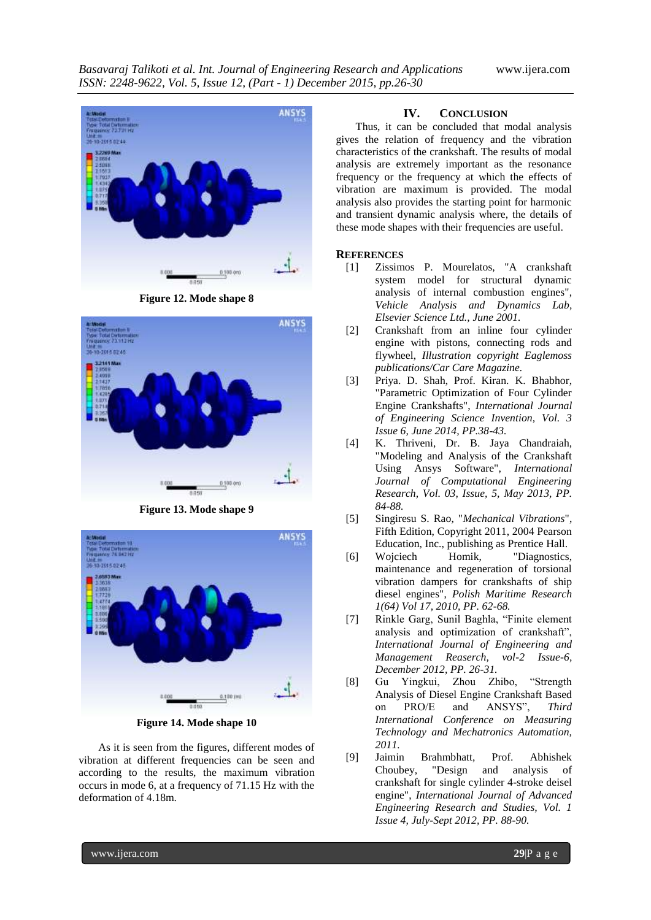Figure 12. Mode shape 8

Figure 13. Mode shape 9

Figure 14. Mode shape 10

As it is seen from the figures, different modes of vibration at different frequencies can be seen and according to the results, the maximum vibration occurs in mode 6, at a frequency of 71.15 Hz with the deformation of 4.18m.

## IV. Conclusion

Thus, it can be concluded that modal analysis gives the relation of frequency and the vibration characteristics of the crankshaft. The results of modal analysis are extremely important as the resonance frequency or the frequency at which the effects of vibration are maximum is provided. The modal analysis also provides the starting point for harmonic and transient dynamic analysis where, the details of these mode shapes with their frequencies are useful.

## References

[1] Zissimos P. Mourelatos, "A crankshaft system model for structural dynamic analysis of internal combustion engines", *Vehicle Analysis and Dynamics Lab, Elsevier Science Ltd., June 2001.*

[2] Crankshaft from an inline four cylinder engine with pistons, connecting rods and flywheel, *Illustration copyright Eaglemoss publications/Car Care Magazine.*

[3] Priya. D. Shah, Prof. Kiran. K. Bhabhor, "Parametric Optimization of Four Cylinder Engine Crankshafts", *International Journal of Engineering Science Invention, Vol. 3 Issue 6, June 2014, PP.38-43.*

[4] K. Thriveni, Dr. B. Jaya Chandraiah, "Modeling and Analysis of the Crankshaft Using Ansys Software", *International Journal of Computational Engineering Research, Vol. 03, Issue, 5, May 2013, PP. 84-88.*

[5] Singiresu S. Rao, "*Mechanical Vibrations*", Fifth Edition, Copyright 2011, 2004 Pearson Education, Inc., publishing as Prentice Hall.

[6] Wojciech Homik, "Diagnostics, maintenance and regeneration of torsional vibration dampers for crankshafts of ship diesel engines", *Polish Maritime Research 1(64) Vol 17, 2010, PP. 62-68.*

[7] Rinkle Garg, Sunil Baghla, "Finite element analysis and optimization of crankshaft", *International Journal of Engineering and Management Reaserch, vol-2 Issue-6, December 2012, PP. 26-31.*

[8] Gu Yingkui, Zhou Zhibo, "Strength Analysis of Diesel Engine Crankshaft Based on PRO/E and ANSYS", *Third International Conference on Measuring Technology and Mechatronics Automation, 2011.*

[9] Jaimin Brahmbhatt, Prof. Abhishek Choubey, "Design and analysis of crankshaft for single cylinder 4-stroke deisel engine", *International Journal of Advanced Engineering Research and Studies, Vol. 1 Issue 4, July-Sept 2012, PP. 88-90.*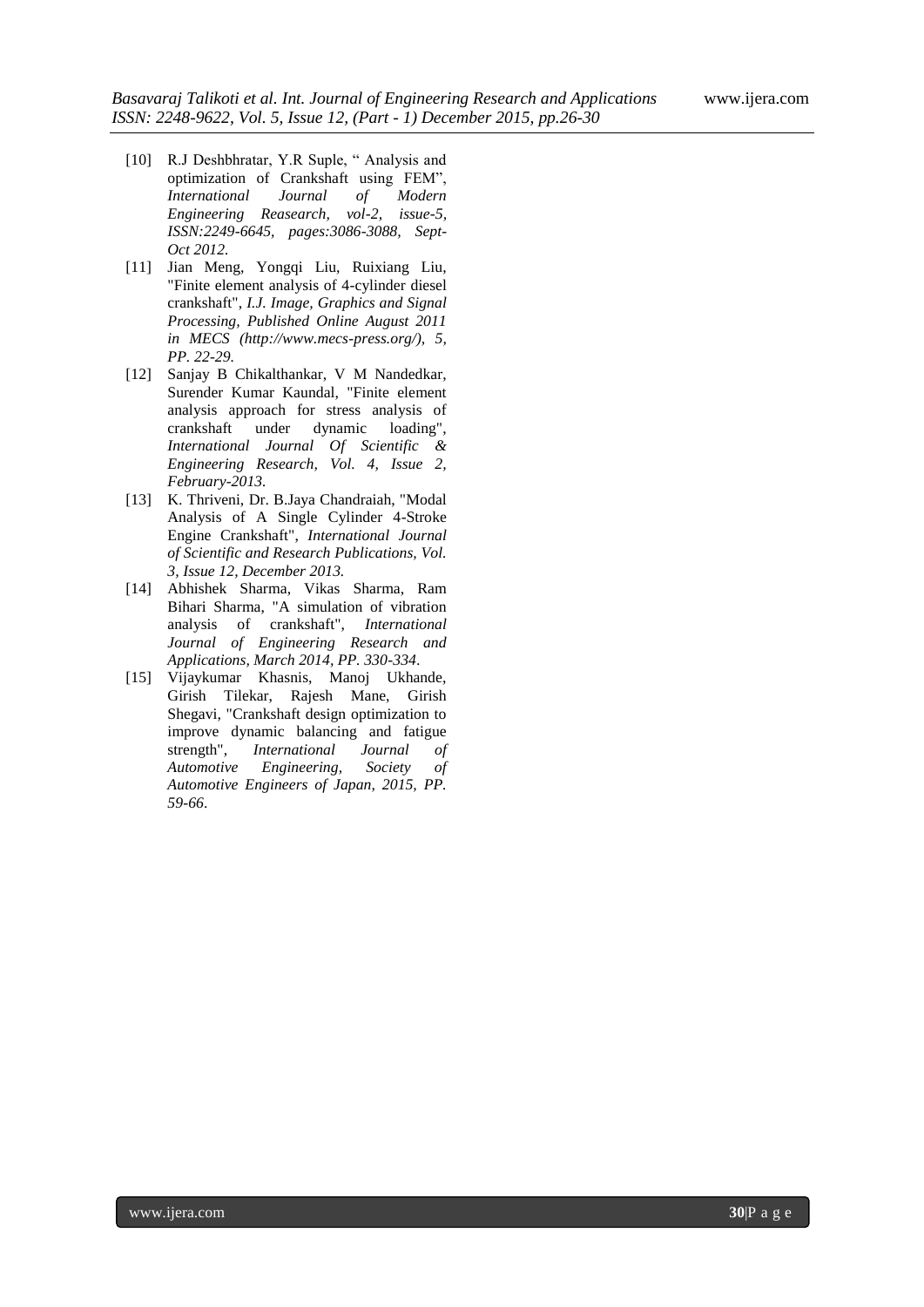[10] R.J Deshbhratar, Y.R Suple, " Analysis and optimization of Crankshaft using FEM", *International Journal of Modern Engineering Reasearch, vol-2, issue-5, ISSN:2249-6645, pages:3086-3088, Sept-Oct 2012.*

[11] Jian Meng, Yongqi Liu, Ruixiang Liu, "Finite element analysis of 4-cylinder diesel crankshaft", *I.J. Image, Graphics and Signal Processing, Published Online August 2011 in MECS (http://www.mecs-press.org/), 5, PP. 22-29.*

[12] Sanjay B Chikalthankar, V M Nandedkar, Surender Kumar Kaundal, "Finite element analysis approach for stress analysis of crankshaft under dynamic loading", *International Journal Of Scientific & Engineering Research, Vol. 4, Issue 2, February-2013.*

[13] K. Thriveni, Dr. B.Jaya Chandraiah, "Modal Analysis of A Single Cylinder 4-Stroke Engine Crankshaft", *International Journal of Scientific and Research Publications, Vol. 3, Issue 12, December 2013.*

[14] Abhishek Sharma, Vikas Sharma, Ram Bihari Sharma, "A simulation of vibration analysis of crankshaft", *International Journal of Engineering Research and Applications, March 2014, PP. 330-334*.

[15] Vijaykumar Khasnis, Manoj Ukhande, Girish Tilekar, Rajesh Mane, Girish Shegavi, "Crankshaft design optimization to improve dynamic balancing and fatigue strength", *International Journal of Automotive Engineering, Society of Automotive Engineers of Japan, 2015, PP. 59-66*.